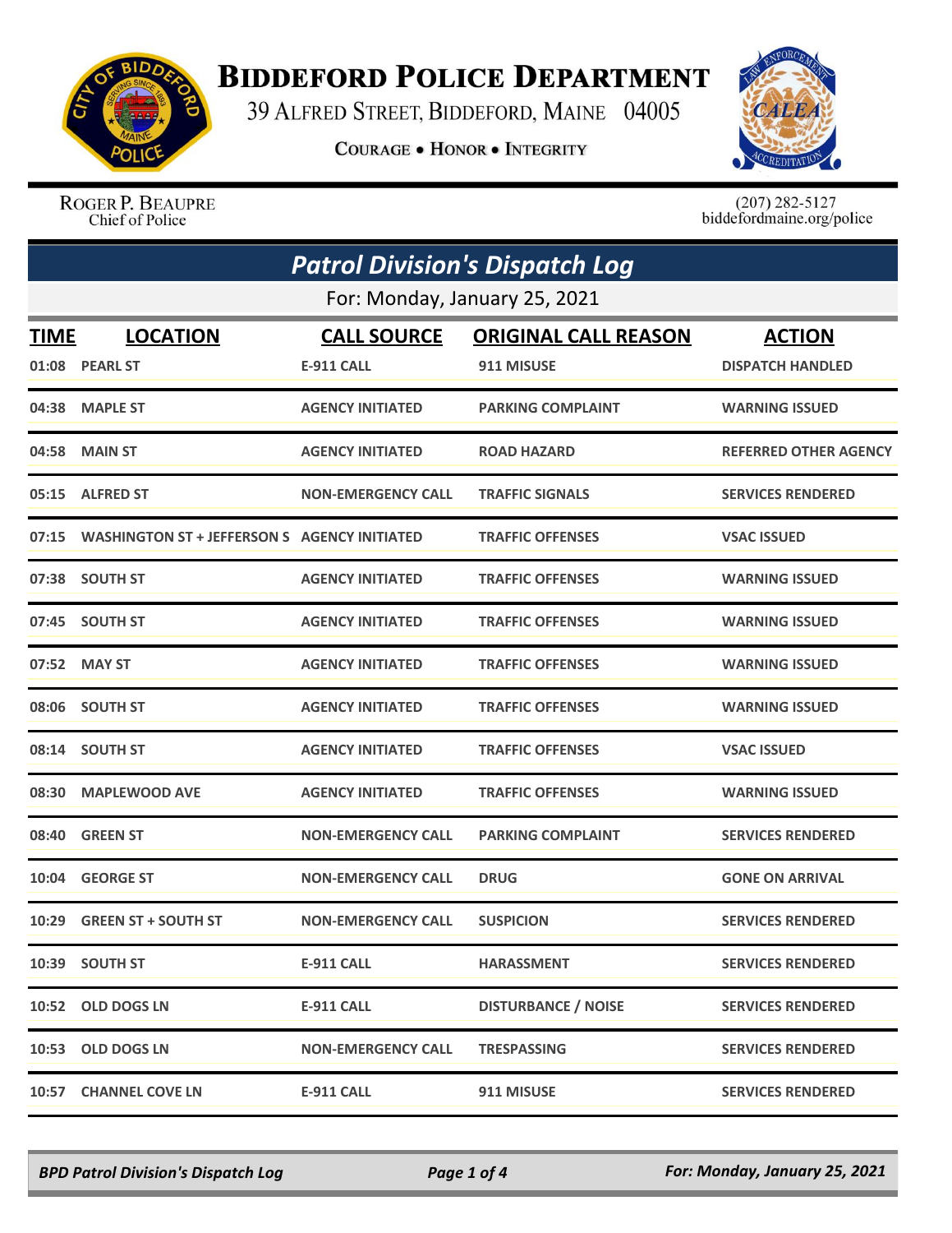# Biddeford Police Department

39 Alfred Street, Biddeford, Maine 04005

Courage • Honor • Integrity

Roger P. Beaupre
Chief of Police

(207) 282-5127
biddefordmaine.org/police

## Patrol Division's Dispatch Log

For: Monday, January 25, 2021

| TIME | LOCATION | CALL SOURCE | ORIGINAL CALL REASON | ACTION |
|---|---|---|---|---|
| 01:08 | PEARL ST | E-911 CALL | 911 MISUSE | DISPATCH HANDLED |
| 04:38 | MAPLE ST | AGENCY INITIATED | PARKING COMPLAINT | WARNING ISSUED |
| 04:58 | MAIN ST | AGENCY INITIATED | ROAD HAZARD | REFERRED OTHER AGENCY |
| 05:15 | ALFRED ST | NON-EMERGENCY CALL | TRAFFIC SIGNALS | SERVICES RENDERED |
| 07:15 | WASHINGTON ST + JEFFERSON S | AGENCY INITIATED | TRAFFIC OFFENSES | VSAC ISSUED |
| 07:38 | SOUTH ST | AGENCY INITIATED | TRAFFIC OFFENSES | WARNING ISSUED |
| 07:45 | SOUTH ST | AGENCY INITIATED | TRAFFIC OFFENSES | WARNING ISSUED |
| 07:52 | MAY ST | AGENCY INITIATED | TRAFFIC OFFENSES | WARNING ISSUED |
| 08:06 | SOUTH ST | AGENCY INITIATED | TRAFFIC OFFENSES | WARNING ISSUED |
| 08:14 | SOUTH ST | AGENCY INITIATED | TRAFFIC OFFENSES | VSAC ISSUED |
| 08:30 | MAPLEWOOD AVE | AGENCY INITIATED | TRAFFIC OFFENSES | WARNING ISSUED |
| 08:40 | GREEN ST | NON-EMERGENCY CALL | PARKING COMPLAINT | SERVICES RENDERED |
| 10:04 | GEORGE ST | NON-EMERGENCY CALL | DRUG | GONE ON ARRIVAL |
| 10:29 | GREEN ST + SOUTH ST | NON-EMERGENCY CALL | SUSPICION | SERVICES RENDERED |
| 10:39 | SOUTH ST | E-911 CALL | HARASSMENT | SERVICES RENDERED |
| 10:52 | OLD DOGS LN | E-911 CALL | DISTURBANCE / NOISE | SERVICES RENDERED |
| 10:53 | OLD DOGS LN | NON-EMERGENCY CALL | TRESPASSING | SERVICES RENDERED |
| 10:57 | CHANNEL COVE LN | E-911 CALL | 911 MISUSE | SERVICES RENDERED |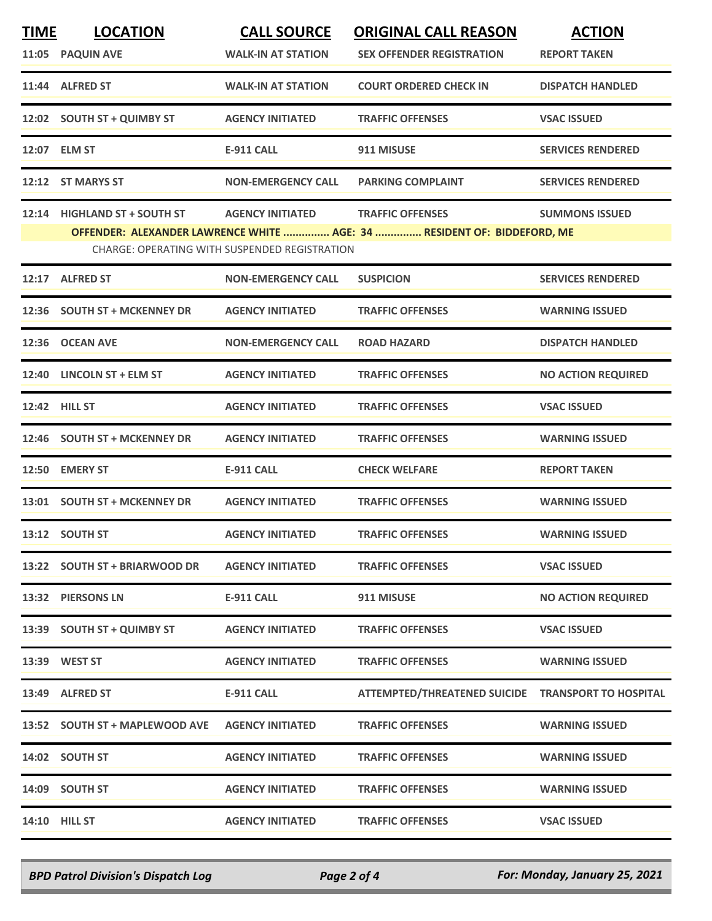| TIME | LOCATION | CALL SOURCE | ORIGINAL CALL REASON | ACTION |
|---|---|---|---|---|
| 11:05 | PAQUIN AVE | WALK-IN AT STATION | SEX OFFENDER REGISTRATION | REPORT TAKEN |
| 11:44 | ALFRED ST | WALK-IN AT STATION | COURT ORDERED CHECK IN | DISPATCH HANDLED |
| 12:02 | SOUTH ST + QUIMBY ST | AGENCY INITIATED | TRAFFIC OFFENSES | VSAC ISSUED |
| 12:07 | ELM ST | E-911 CALL | 911 MISUSE | SERVICES RENDERED |
| 12:12 | ST MARYS ST | NON-EMERGENCY CALL | PARKING COMPLAINT | SERVICES RENDERED |
| 12:14 | HIGHLAND ST + SOUTH ST | AGENCY INITIATED | TRAFFIC OFFENSES | SUMMONS ISSUED |

**OFFENDER: ALEXANDER LAWRENCE WHITE ............... AGE: 34 ............... RESIDENT OF: BIDDEFORD, ME**

CHARGE: OPERATING WITH SUSPENDED REGISTRATION

| TIME | LOCATION | CALL SOURCE | ORIGINAL CALL REASON | ACTION |
|---|---|---|---|---|
| 12:17 | ALFRED ST | NON-EMERGENCY CALL | SUSPICION | SERVICES RENDERED |
| 12:36 | SOUTH ST + MCKENNEY DR | AGENCY INITIATED | TRAFFIC OFFENSES | WARNING ISSUED |
| 12:36 | OCEAN AVE | NON-EMERGENCY CALL | ROAD HAZARD | DISPATCH HANDLED |
| 12:40 | LINCOLN ST + ELM ST | AGENCY INITIATED | TRAFFIC OFFENSES | NO ACTION REQUIRED |
| 12:42 | HILL ST | AGENCY INITIATED | TRAFFIC OFFENSES | VSAC ISSUED |
| 12:46 | SOUTH ST + MCKENNEY DR | AGENCY INITIATED | TRAFFIC OFFENSES | WARNING ISSUED |
| 12:50 | EMERY ST | E-911 CALL | CHECK WELFARE | REPORT TAKEN |
| 13:01 | SOUTH ST + MCKENNEY DR | AGENCY INITIATED | TRAFFIC OFFENSES | WARNING ISSUED |
| 13:12 | SOUTH ST | AGENCY INITIATED | TRAFFIC OFFENSES | WARNING ISSUED |
| 13:22 | SOUTH ST + BRIARWOOD DR | AGENCY INITIATED | TRAFFIC OFFENSES | VSAC ISSUED |
| 13:32 | PIERSONS LN | E-911 CALL | 911 MISUSE | NO ACTION REQUIRED |
| 13:39 | SOUTH ST + QUIMBY ST | AGENCY INITIATED | TRAFFIC OFFENSES | VSAC ISSUED |
| 13:39 | WEST ST | AGENCY INITIATED | TRAFFIC OFFENSES | WARNING ISSUED |
| 13:49 | ALFRED ST | E-911 CALL | ATTEMPTED/THREATENED SUICIDE | TRANSPORT TO HOSPITAL |
| 13:52 | SOUTH ST + MAPLEWOOD AVE | AGENCY INITIATED | TRAFFIC OFFENSES | WARNING ISSUED |
| 14:02 | SOUTH ST | AGENCY INITIATED | TRAFFIC OFFENSES | WARNING ISSUED |
| 14:09 | SOUTH ST | AGENCY INITIATED | TRAFFIC OFFENSES | WARNING ISSUED |
| 14:10 | HILL ST | AGENCY INITIATED | TRAFFIC OFFENSES | VSAC ISSUED |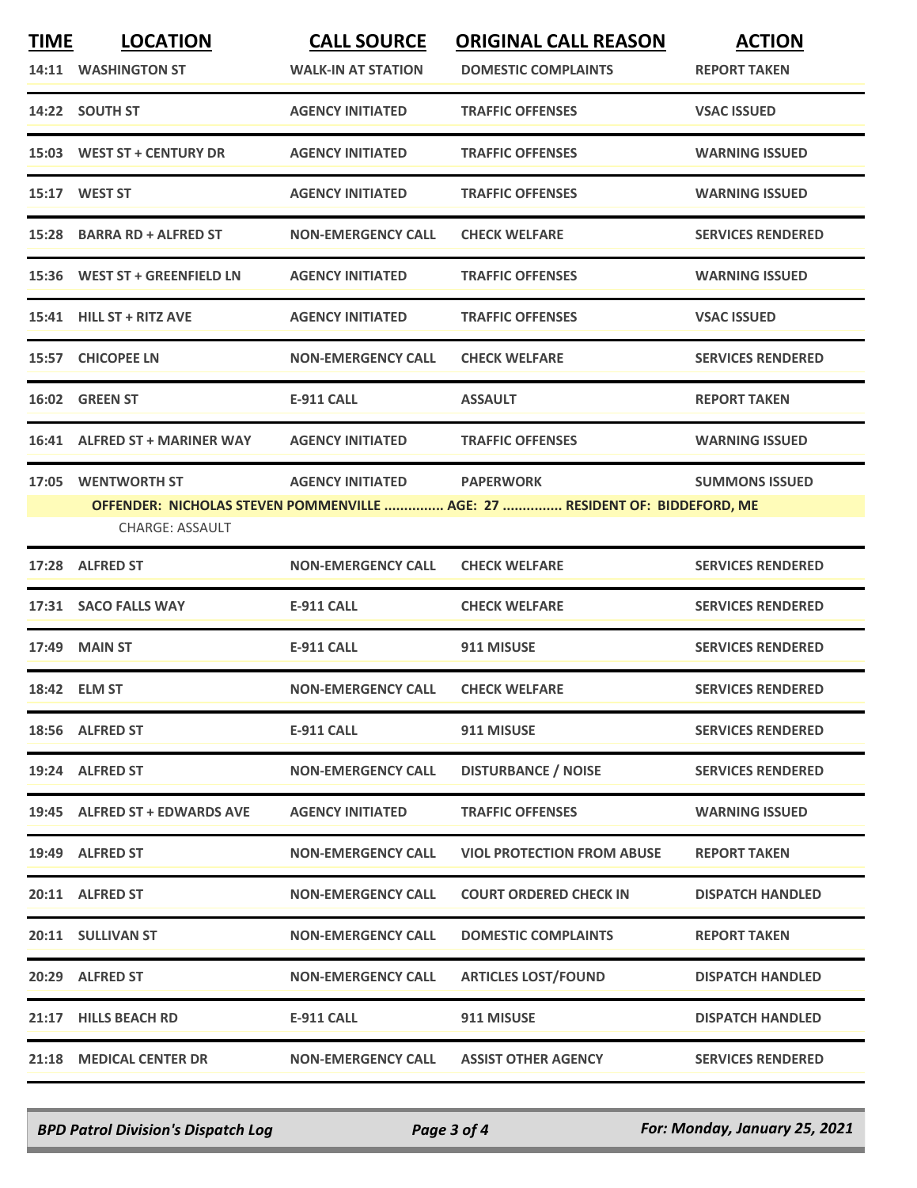| TIME | LOCATION | CALL SOURCE | ORIGINAL CALL REASON | ACTION |
|---|---|---|---|---|
| 14:11 | WASHINGTON ST | WALK-IN AT STATION | DOMESTIC COMPLAINTS | REPORT TAKEN |
| 14:22 | SOUTH ST | AGENCY INITIATED | TRAFFIC OFFENSES | VSAC ISSUED |
| 15:03 | WEST ST + CENTURY DR | AGENCY INITIATED | TRAFFIC OFFENSES | WARNING ISSUED |
| 15:17 | WEST ST | AGENCY INITIATED | TRAFFIC OFFENSES | WARNING ISSUED |
| 15:28 | BARRA RD + ALFRED ST | NON-EMERGENCY CALL | CHECK WELFARE | SERVICES RENDERED |
| 15:36 | WEST ST + GREENFIELD LN | AGENCY INITIATED | TRAFFIC OFFENSES | WARNING ISSUED |
| 15:41 | HILL ST + RITZ AVE | AGENCY INITIATED | TRAFFIC OFFENSES | VSAC ISSUED |
| 15:57 | CHICOPEE LN | NON-EMERGENCY CALL | CHECK WELFARE | SERVICES RENDERED |
| 16:02 | GREEN ST | E-911 CALL | ASSAULT | REPORT TAKEN |
| 16:41 | ALFRED ST + MARINER WAY | AGENCY INITIATED | TRAFFIC OFFENSES | WARNING ISSUED |
| 17:05 | WENTWORTH ST | AGENCY INITIATED | PAPERWORK | SUMMONS ISSUED |
| | **OFFENDER: NICHOLAS STEVEN POMMENVILLE ............... AGE: 27 ............... RESIDENT OF: BIDDEFORD, ME** | | | |
| | CHARGE: ASSAULT | | | |
| 17:28 | ALFRED ST | NON-EMERGENCY CALL | CHECK WELFARE | SERVICES RENDERED |
| 17:31 | SACO FALLS WAY | E-911 CALL | CHECK WELFARE | SERVICES RENDERED |
| 17:49 | MAIN ST | E-911 CALL | 911 MISUSE | SERVICES RENDERED |
| 18:42 | ELM ST | NON-EMERGENCY CALL | CHECK WELFARE | SERVICES RENDERED |
| 18:56 | ALFRED ST | E-911 CALL | 911 MISUSE | SERVICES RENDERED |
| 19:24 | ALFRED ST | NON-EMERGENCY CALL | DISTURBANCE / NOISE | SERVICES RENDERED |
| 19:45 | ALFRED ST + EDWARDS AVE | AGENCY INITIATED | TRAFFIC OFFENSES | WARNING ISSUED |
| 19:49 | ALFRED ST | NON-EMERGENCY CALL | VIOL PROTECTION FROM ABUSE | REPORT TAKEN |
| 20:11 | ALFRED ST | NON-EMERGENCY CALL | COURT ORDERED CHECK IN | DISPATCH HANDLED |
| 20:11 | SULLIVAN ST | NON-EMERGENCY CALL | DOMESTIC COMPLAINTS | REPORT TAKEN |
| 20:29 | ALFRED ST | NON-EMERGENCY CALL | ARTICLES LOST/FOUND | DISPATCH HANDLED |
| 21:17 | HILLS BEACH RD | E-911 CALL | 911 MISUSE | DISPATCH HANDLED |
| 21:18 | MEDICAL CENTER DR | NON-EMERGENCY CALL | ASSIST OTHER AGENCY | SERVICES RENDERED |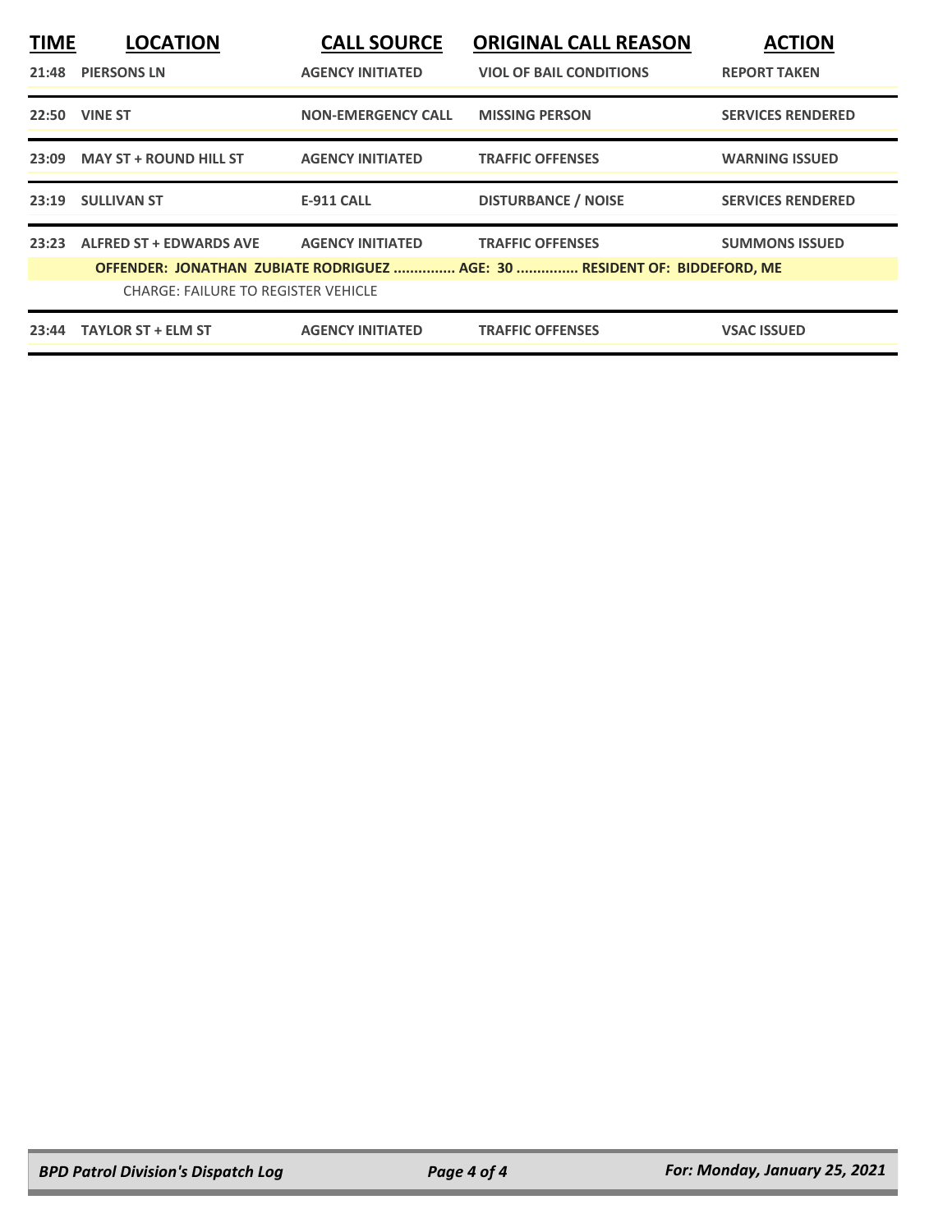| TIME | LOCATION | CALL SOURCE | ORIGINAL CALL REASON | ACTION |
|---|---|---|---|---|
| 21:48 | PIERSONS LN | AGENCY INITIATED | VIOL OF BAIL CONDITIONS | REPORT TAKEN |
| 22:50 | VINE ST | NON-EMERGENCY CALL | MISSING PERSON | SERVICES RENDERED |
| 23:09 | MAY ST + ROUND HILL ST | AGENCY INITIATED | TRAFFIC OFFENSES | WARNING ISSUED |
| 23:19 | SULLIVAN ST | E-911 CALL | DISTURBANCE / NOISE | SERVICES RENDERED |
| 23:23 | ALFRED ST + EDWARDS AVE | AGENCY INITIATED | TRAFFIC OFFENSES | SUMMONS ISSUED |
| | OFFENDER: JONATHAN ZUBIATE RODRIGUEZ ............... AGE: 30 ............... RESIDENT OF: BIDDEFORD, ME | | | |
| | CHARGE: FAILURE TO REGISTER VEHICLE | | | |
| 23:44 | TAYLOR ST + ELM ST | AGENCY INITIATED | TRAFFIC OFFENSES | VSAC ISSUED |

*BPD Patrol Division's Dispatch Log* — *For: Monday, January 25, 2021*